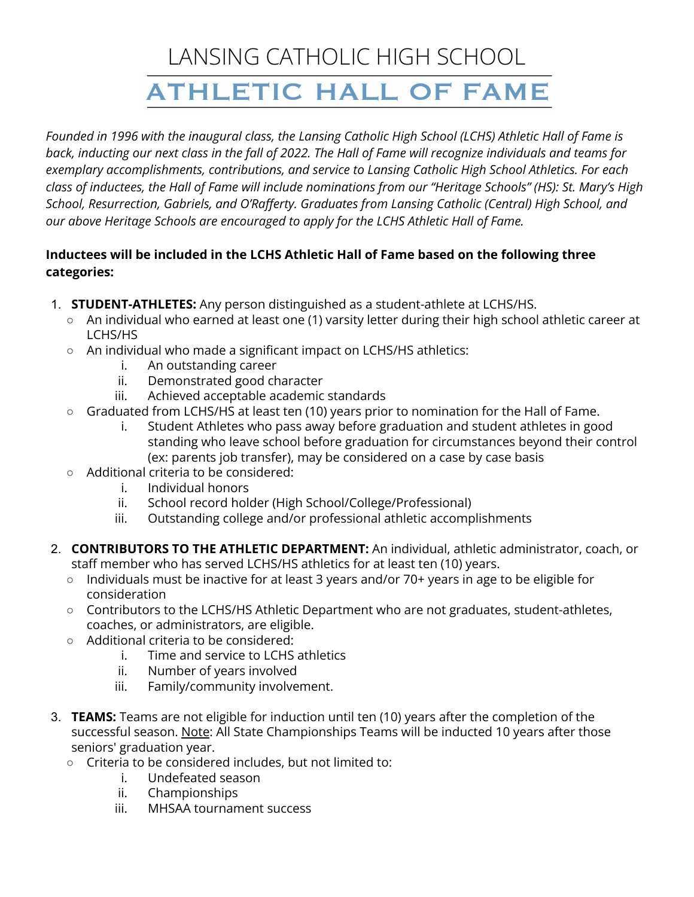# LANSING CATHOLIC HIGH SCHOOL

## ATHLETIC HALL OF FAME

*Founded in 1996 with the inaugural class, the Lansing Catholic High School (LCHS) Athletic Hall of Fame is back, inducting our next class in the fall of 2022. The Hall of Fame will recognize individuals and teams for exemplary accomplishments, contributions, and service to Lansing Catholic High School Athletics. For each class of inductees, the Hall of Fame will include nominations from our "Heritage Schools" (HS): St. Mary's High School, Resurrection, Gabriels, and O'Rafferty. Graduates from Lansing Catholic (Central) High School, and our above Heritage Schools are encouraged to apply for the LCHS Athletic Hall of Fame.*

**Inductees will be included in the LCHS Athletic Hall of Fame based on the following three categories:**

1. **STUDENT-ATHLETES:** Any person distinguished as a student-athlete at LCHS/HS.
   - An individual who earned at least one (1) varsity letter during their high school athletic career at LCHS/HS
   - An individual who made a significant impact on LCHS/HS athletics:
     1. An outstanding career
     2. Demonstrated good character
     3. Achieved acceptable academic standards
   - Graduated from LCHS/HS at least ten (10) years prior to nomination for the Hall of Fame.
     1. Student Athletes who pass away before graduation and student athletes in good standing who leave school before graduation for circumstances beyond their control (ex: parents job transfer), may be considered on a case by case basis
   - Additional criteria to be considered:
     1. Individual honors
     2. School record holder (High School/College/Professional)
     3. Outstanding college and/or professional athletic accomplishments

2. **CONTRIBUTORS TO THE ATHLETIC DEPARTMENT:** An individual, athletic administrator, coach, or staff member who has served LCHS/HS athletics for at least ten (10) years.
   - Individuals must be inactive for at least 3 years and/or 70+ years in age to be eligible for consideration
   - Contributors to the LCHS/HS Athletic Department who are not graduates, student-athletes, coaches, or administrators, are eligible.
   - Additional criteria to be considered:
     1. Time and service to LCHS athletics
     2. Number of years involved
     3. Family/community involvement.

3. **TEAMS:** Teams are not eligible for induction until ten (10) years after the completion of the successful season. Note: All State Championships Teams will be inducted 10 years after those seniors' graduation year.
   - Criteria to be considered includes, but not limited to:
     1. Undefeated season
     2. Championships
     3. MHSAA tournament success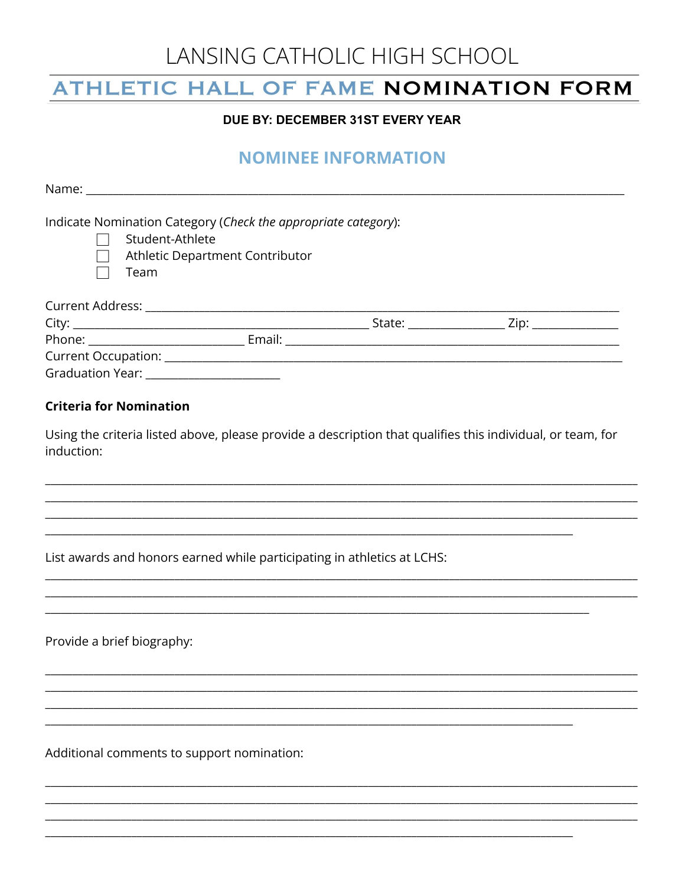# LANSING CATHOLIC HIGH SCHOOL

## ATHLETIC HALL OF FAME NOMINATION FORM

**DUE BY: DECEMBER 31ST EVERY YEAR**

## NOMINEE INFORMATION

Name: ______________________________________________________________________________________

Indicate Nomination Category (*Check the appropriate category*):

- ☐ Student-Athlete
- ☐ Athletic Department Contributor
- ☐ Team

Current Address: ___________________________________________________________________________
City: ______________________________________________ State: _______________ Zip: _____________
Phone: ________________________ Email: ____________________________________________________
Current Occupation: _________________________________________________________________________
Graduation Year: _____________________

**Criteria for Nomination**

Using the criteria listed above, please provide a description that qualifies this individual, or team, for induction:

______________________________________________________________________________________________
______________________________________________________________________________________________
______________________________________________________________________________________________
____________________________________________________________________________________

List awards and honors earned while participating in athletics at LCHS:

______________________________________________________________________________________________
______________________________________________________________________________________________
______________________________________________________________________________________

Provide a brief biography:

______________________________________________________________________________________________
______________________________________________________________________________________________
______________________________________________________________________________________________
____________________________________________________________________________________

Additional comments to support nomination:

______________________________________________________________________________________________
______________________________________________________________________________________________
______________________________________________________________________________________________
____________________________________________________________________________________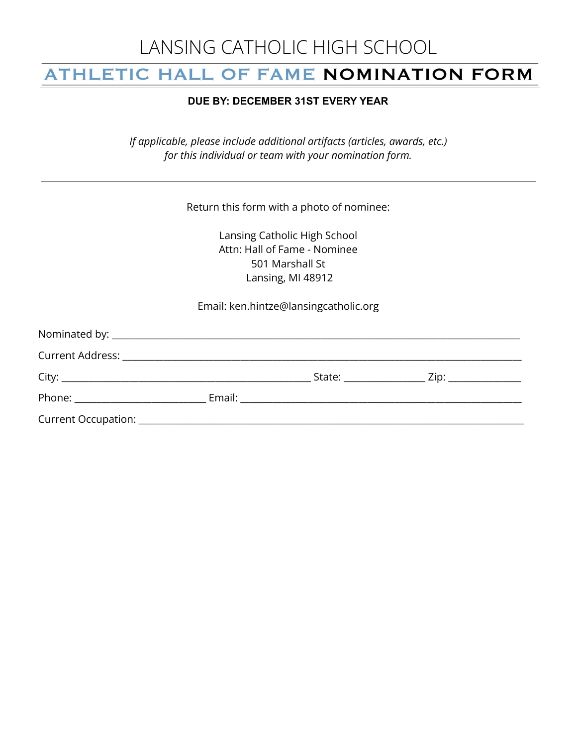# LANSING CATHOLIC HIGH SCHOOL

## ATHLETIC HALL OF FAME NOMINATION FORM

**DUE BY: DECEMBER 31ST EVERY YEAR**

*If applicable, please include additional artifacts (articles, awards, etc.) for this individual or team with your nomination form.*

---

Return this form with a photo of nominee:

Lansing Catholic High School
Attn: Hall of Fame - Nominee
501 Marshall St
Lansing, MI 48912

Email: ken.hintze@lansingcatholic.org

Nominated by: ___________________________________________________________________________

Current Address: _________________________________________________________________________

City: ______________________________________________ State: _______________ Zip: _____________

Phone: ________________________ Email: ____________________________________________________

Current Occupation: _______________________________________________________________________